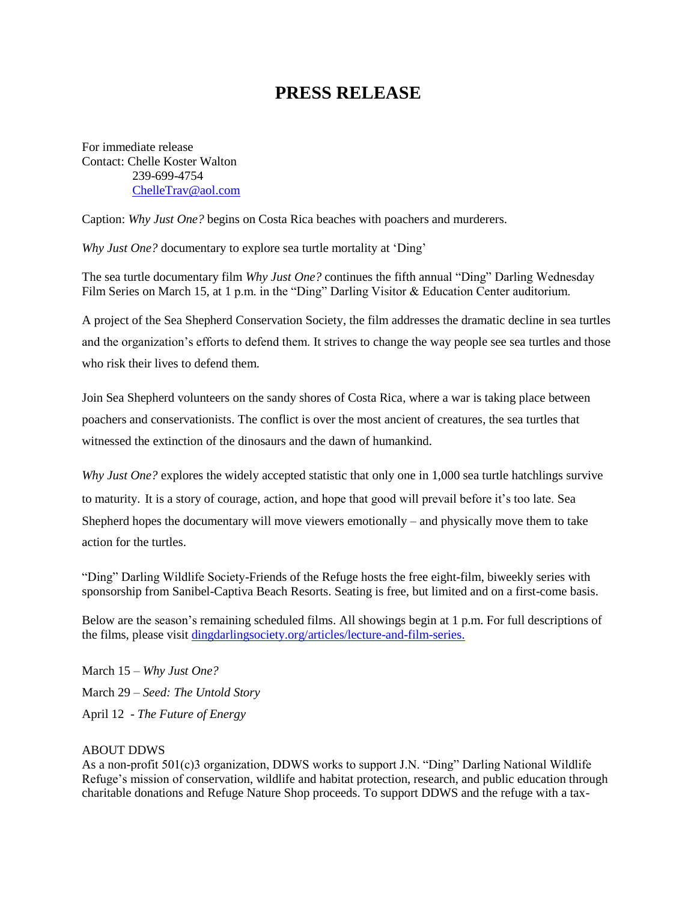# PRESS RELEASE

For immediate release
Contact: Chelle Koster Walton
239-699-4754
ChelleTrav@aol.com

Caption: *Why Just One?* begins on Costa Rica beaches with poachers and murderers.

*Why Just One?* documentary to explore sea turtle mortality at 'Ding'

The sea turtle documentary film *Why Just One?* continues the fifth annual "Ding" Darling Wednesday Film Series on March 15, at 1 p.m. in the "Ding" Darling Visitor & Education Center auditorium.

A project of the Sea Shepherd Conservation Society, the film addresses the dramatic decline in sea turtles and the organization's efforts to defend them. It strives to change the way people see sea turtles and those who risk their lives to defend them.

Join Sea Shepherd volunteers on the sandy shores of Costa Rica, where a war is taking place between poachers and conservationists. The conflict is over the most ancient of creatures, the sea turtles that witnessed the extinction of the dinosaurs and the dawn of humankind.

*Why Just One?* explores the widely accepted statistic that only one in 1,000 sea turtle hatchlings survive to maturity. It is a story of courage, action, and hope that good will prevail before it's too late. Sea Shepherd hopes the documentary will move viewers emotionally – and physically move them to take action for the turtles.

"Ding" Darling Wildlife Society-Friends of the Refuge hosts the free eight-film, biweekly series with sponsorship from Sanibel-Captiva Beach Resorts. Seating is free, but limited and on a first-come basis.

Below are the season's remaining scheduled films. All showings begin at 1 p.m. For full descriptions of the films, please visit dingdarlingsociety.org/articles/lecture-and-film-series.

March 15 – *Why Just One?*

March 29 – *Seed: The Untold Story*

April 12 - *The Future of Energy*

ABOUT DDWS

As a non-profit 501(c)3 organization, DDWS works to support J.N. "Ding" Darling National Wildlife Refuge's mission of conservation, wildlife and habitat protection, research, and public education through charitable donations and Refuge Nature Shop proceeds. To support DDWS and the refuge with a tax-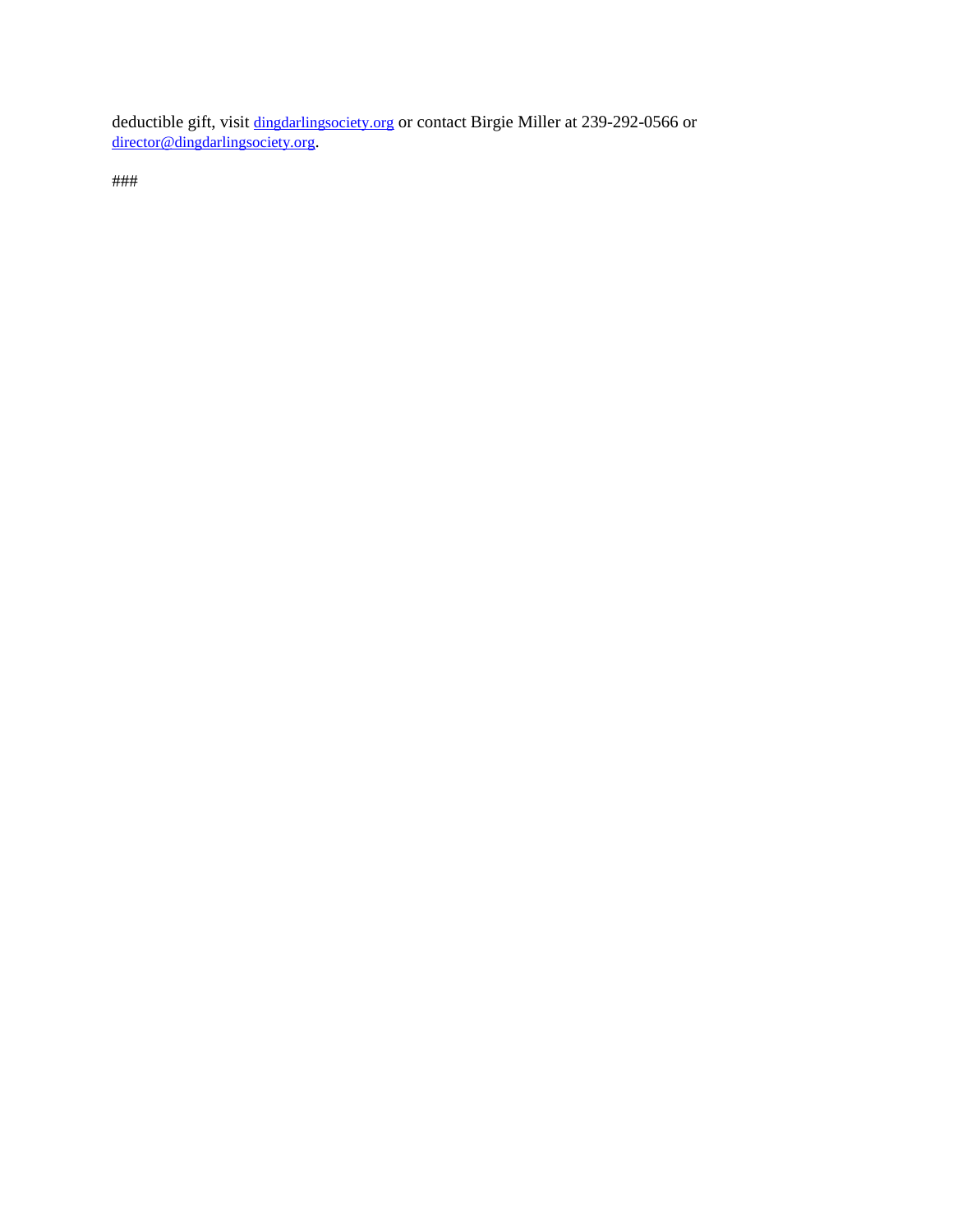deductible gift, visit dingdarlingsociety.org or contact Birgie Miller at 239-292-0566 or director@dingdarlingsociety.org.

###